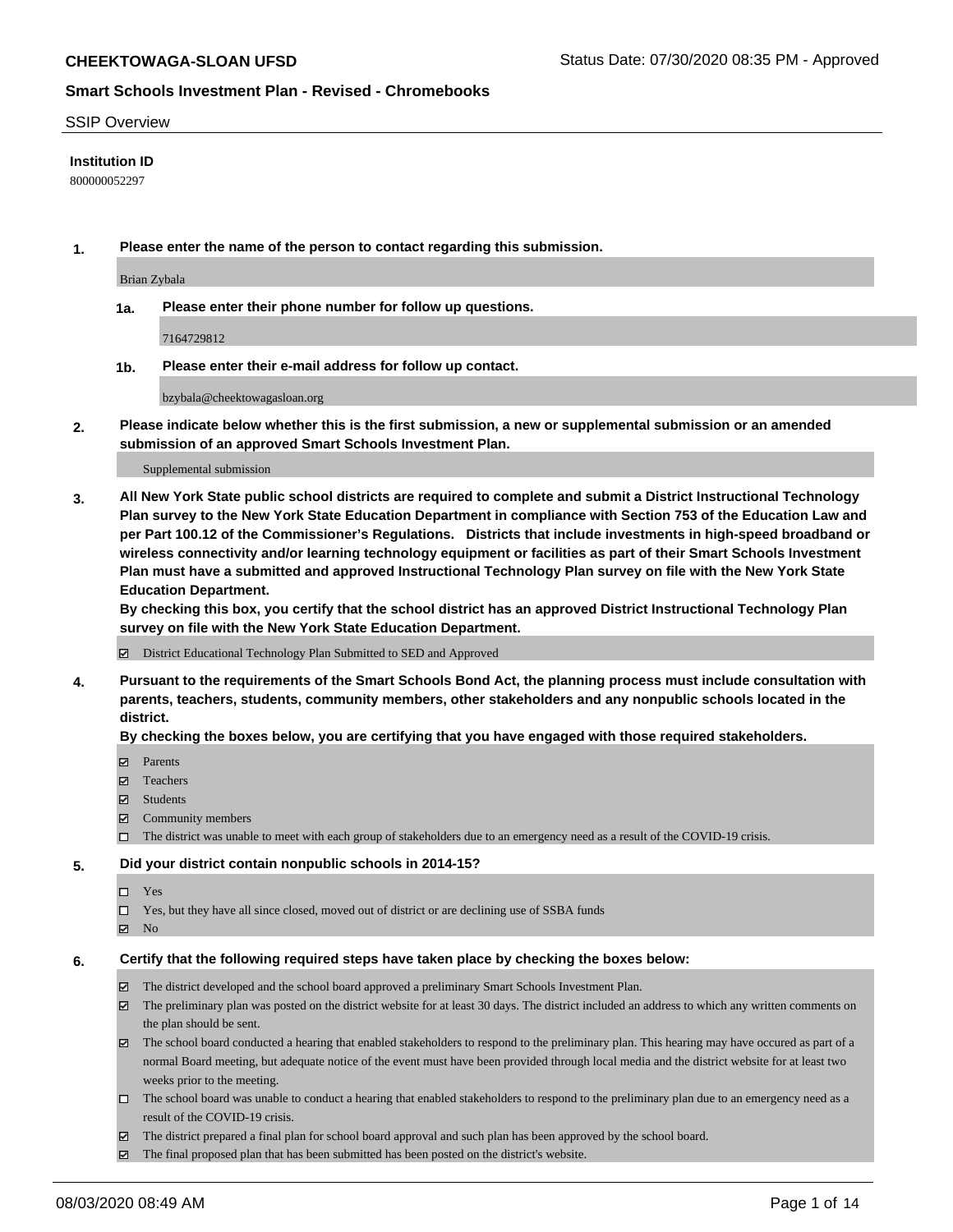## SSIP Overview

**Institution ID**

800000052297

**1. Please enter the name of the person to contact regarding this submission.**

Brian Zybala

**1a. Please enter their phone number for follow up questions.**

7164729812

**1b. Please enter their e-mail address for follow up contact.**

bzybala@cheektowagasloan.org

**2. Please indicate below whether this is the first submission, a new or supplemental submission or an amended submission of an approved Smart Schools Investment Plan.**

Supplemental submission

**3. All New York State public school districts are required to complete and submit a District Instructional Technology Plan survey to the New York State Education Department in compliance with Section 753 of the Education Law and per Part 100.12 of the Commissioner's Regulations. Districts that include investments in high-speed broadband or wireless connectivity and/or learning technology equipment or facilities as part of their Smart Schools Investment Plan must have a submitted and approved Instructional Technology Plan survey on file with the New York State Education Department.**
**By checking this box, you certify that the school district has an approved District Instructional Technology Plan survey on file with the New York State Education Department.**

- [x] District Educational Technology Plan Submitted to SED and Approved

**4. Pursuant to the requirements of the Smart Schools Bond Act, the planning process must include consultation with parents, teachers, students, community members, other stakeholders and any nonpublic schools located in the district.**
**By checking the boxes below, you are certifying that you have engaged with those required stakeholders.**

- [x] Parents
- [x] Teachers
- [x] Students
- [x] Community members
- [ ] The district was unable to meet with each group of stakeholders due to an emergency need as a result of the COVID-19 crisis.

**5. Did your district contain nonpublic schools in 2014-15?**

- [ ] Yes
- [ ] Yes, but they have all since closed, moved out of district or are declining use of SSBA funds
- [x] No

**6. Certify that the following required steps have taken place by checking the boxes below:**

- [x] The district developed and the school board approved a preliminary Smart Schools Investment Plan.
- [x] The preliminary plan was posted on the district website for at least 30 days. The district included an address to which any written comments on the plan should be sent.
- [x] The school board conducted a hearing that enabled stakeholders to respond to the preliminary plan. This hearing may have occured as part of a normal Board meeting, but adequate notice of the event must have been provided through local media and the district website for at least two weeks prior to the meeting.
- [ ] The school board was unable to conduct a hearing that enabled stakeholders to respond to the preliminary plan due to an emergency need as a result of the COVID-19 crisis.
- [x] The district prepared a final plan for school board approval and such plan has been approved by the school board.
- [x] The final proposed plan that has been submitted has been posted on the district's website.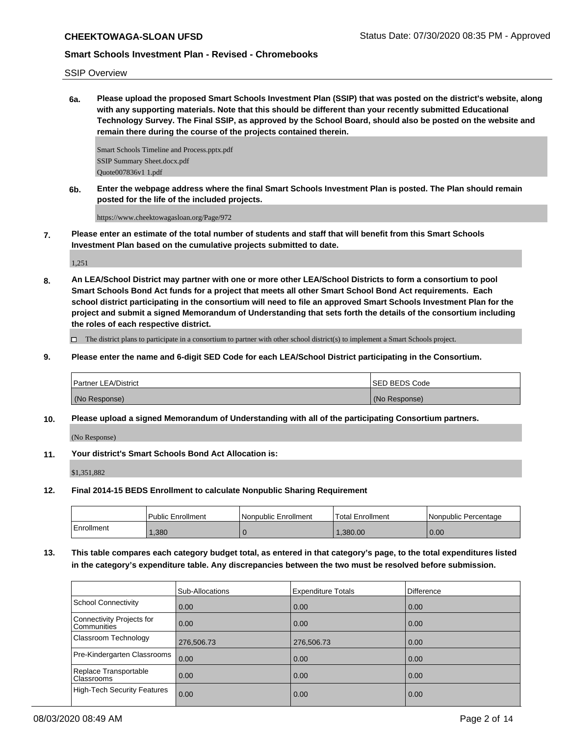SSIP Overview

**6a. Please upload the proposed Smart Schools Investment Plan (SSIP) that was posted on the district's website, along with any supporting materials. Note that this should be different than your recently submitted Educational Technology Survey. The Final SSIP, as approved by the School Board, should also be posted on the website and remain there during the course of the projects contained therein.**

Smart Schools Timeline and Process.pptx.pdf
SSIP Summary Sheet.docx.pdf
Quote007836v1 1.pdf

**6b. Enter the webpage address where the final Smart Schools Investment Plan is posted. The Plan should remain posted for the life of the included projects.**

https://www.cheektowagasloan.org/Page/972

**7. Please enter an estimate of the total number of students and staff that will benefit from this Smart Schools Investment Plan based on the cumulative projects submitted to date.**

1,251

**8. An LEA/School District may partner with one or more other LEA/School Districts to form a consortium to pool Smart Schools Bond Act funds for a project that meets all other Smart School Bond Act requirements. Each school district participating in the consortium will need to file an approved Smart Schools Investment Plan for the project and submit a signed Memorandum of Understanding that sets forth the details of the consortium including the roles of each respective district.**

☐ The district plans to participate in a consortium to partner with other school district(s) to implement a Smart Schools project.

**9. Please enter the name and 6-digit SED Code for each LEA/School District participating in the Consortium.**

| Partner LEA/District | SED BEDS Code |
|---|---|
| (No Response) | (No Response) |

**10. Please upload a signed Memorandum of Understanding with all of the participating Consortium partners.**

(No Response)

**11. Your district's Smart Schools Bond Act Allocation is:**

$1,351,882

**12. Final 2014-15 BEDS Enrollment to calculate Nonpublic Sharing Requirement**

| | Public Enrollment | Nonpublic Enrollment | Total Enrollment | Nonpublic Percentage |
|---|---|---|---|---|
| Enrollment | 1,380 | 0 | 1,380.00 | 0.00 |

**13. This table compares each category budget total, as entered in that category's page, to the total expenditures listed in the category's expenditure table. Any discrepancies between the two must be resolved before submission.**

| | Sub-Allocations | Expenditure Totals | Difference |
|---|---|---|---|
| School Connectivity | 0.00 | 0.00 | 0.00 |
| Connectivity Projects for Communities | 0.00 | 0.00 | 0.00 |
| Classroom Technology | 276,506.73 | 276,506.73 | 0.00 |
| Pre-Kindergarten Classrooms | 0.00 | 0.00 | 0.00 |
| Replace Transportable Classrooms | 0.00 | 0.00 | 0.00 |
| High-Tech Security Features | 0.00 | 0.00 | 0.00 |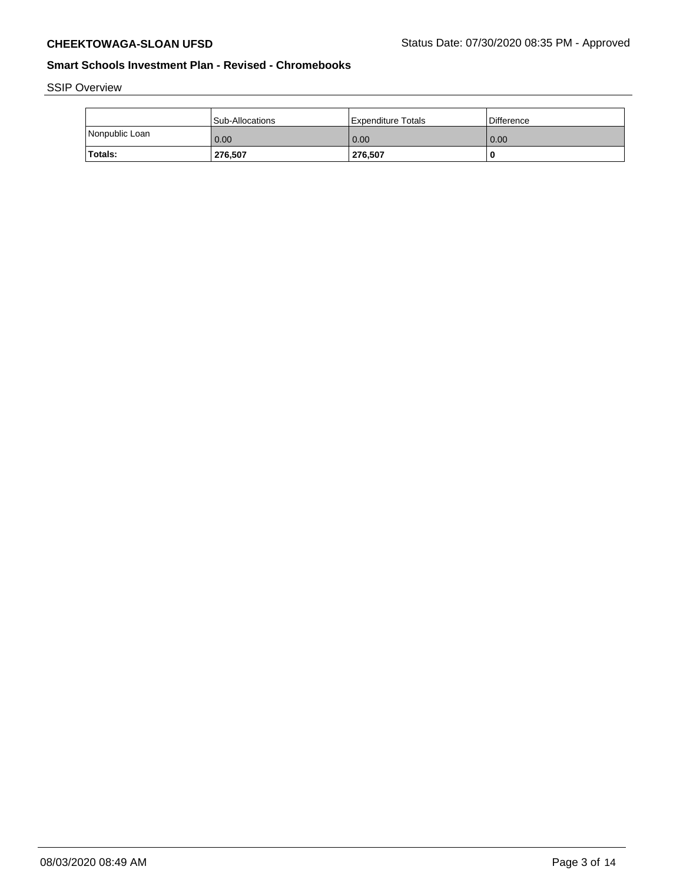## SSIP Overview

| | Sub-Allocations | Expenditure Totals | Difference |
|---|---|---|---|
| Nonpublic Loan | 0.00 | 0.00 | 0.00 |
| **Totals:** | **276,507** | **276,507** | **0** |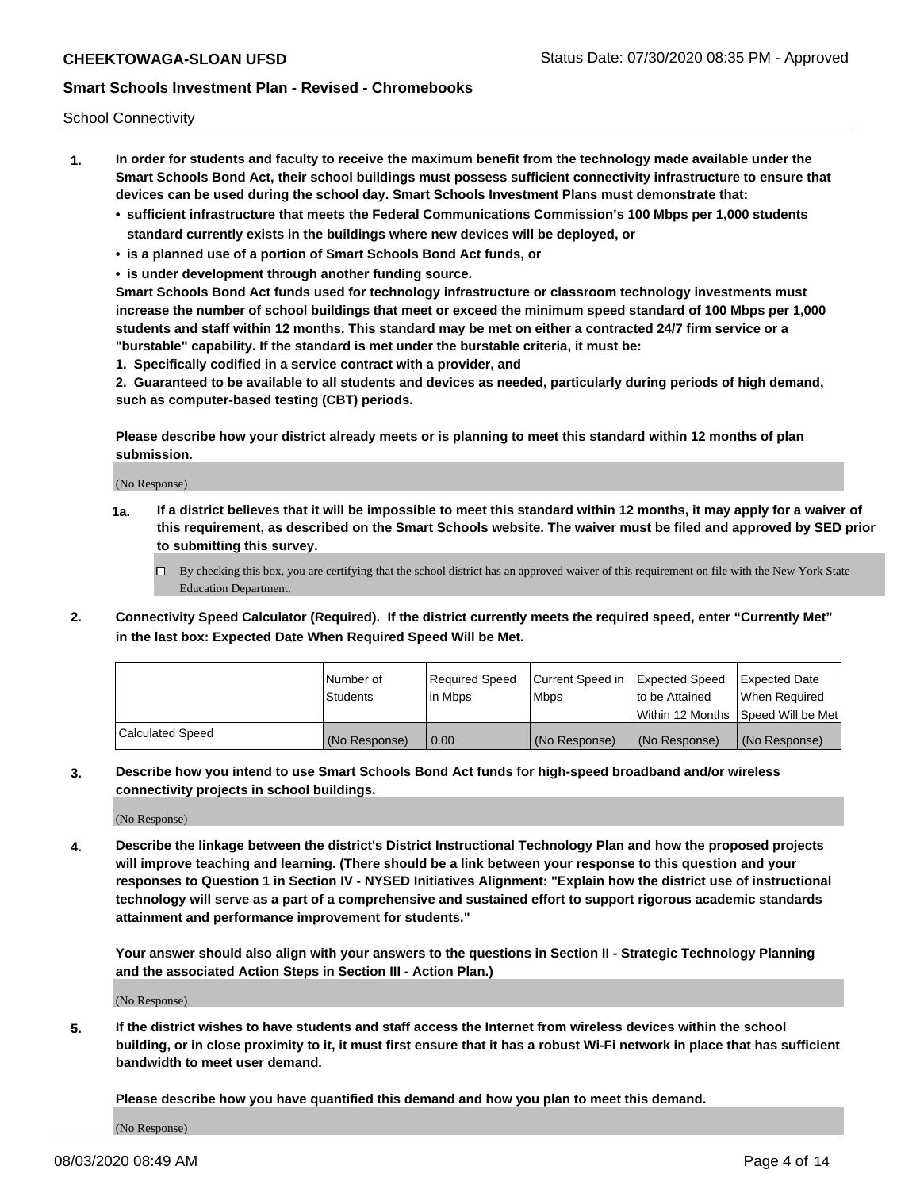School Connectivity

1. **In order for students and faculty to receive the maximum benefit from the technology made available under the Smart Schools Bond Act, their school buildings must possess sufficient connectivity infrastructure to ensure that devices can be used during the school day. Smart Schools Investment Plans must demonstrate that:**
   - **sufficient infrastructure that meets the Federal Communications Commission's 100 Mbps per 1,000 students standard currently exists in the buildings where new devices will be deployed, or**
   - **is a planned use of a portion of Smart Schools Bond Act funds, or**
   - **is under development through another funding source.**

   **Smart Schools Bond Act funds used for technology infrastructure or classroom technology investments must increase the number of school buildings that meet or exceed the minimum speed standard of 100 Mbps per 1,000 students and staff within 12 months. This standard may be met on either a contracted 24/7 firm service or a "burstable" capability. If the standard is met under the burstable criteria, it must be:**

   **1. Specifically codified in a service contract with a provider, and**

   **2. Guaranteed to be available to all students and devices as needed, particularly during periods of high demand, such as computer-based testing (CBT) periods.**

   **Please describe how your district already meets or is planning to meet this standard within 12 months of plan submission.**

   (No Response)

   **1a. If a district believes that it will be impossible to meet this standard within 12 months, it may apply for a waiver of this requirement, as described on the Smart Schools website. The waiver must be filed and approved by SED prior to submitting this survey.**

   ☐ By checking this box, you are certifying that the school district has an approved waiver of this requirement on file with the New York State Education Department.

2. **Connectivity Speed Calculator (Required). If the district currently meets the required speed, enter "Currently Met" in the last box: Expected Date When Required Speed Will be Met.**

| | Number of Students | Required Speed in Mbps | Current Speed in Mbps | Expected Speed to be Attained Within 12 Months | Expected Date When Required Speed Will be Met |
|---|---|---|---|---|---|
| Calculated Speed | (No Response) | 0.00 | (No Response) | (No Response) | (No Response) |

3. **Describe how you intend to use Smart Schools Bond Act funds for high-speed broadband and/or wireless connectivity projects in school buildings.**

   (No Response)

4. **Describe the linkage between the district's District Instructional Technology Plan and how the proposed projects will improve teaching and learning. (There should be a link between your response to this question and your responses to Question 1 in Section IV - NYSED Initiatives Alignment: "Explain how the district use of instructional technology will serve as a part of a comprehensive and sustained effort to support rigorous academic standards attainment and performance improvement for students."**

   **Your answer should also align with your answers to the questions in Section II - Strategic Technology Planning and the associated Action Steps in Section III - Action Plan.)**

   (No Response)

5. **If the district wishes to have students and staff access the Internet from wireless devices within the school building, or in close proximity to it, it must first ensure that it has a robust Wi-Fi network in place that has sufficient bandwidth to meet user demand.**

   **Please describe how you have quantified this demand and how you plan to meet this demand.**

   (No Response)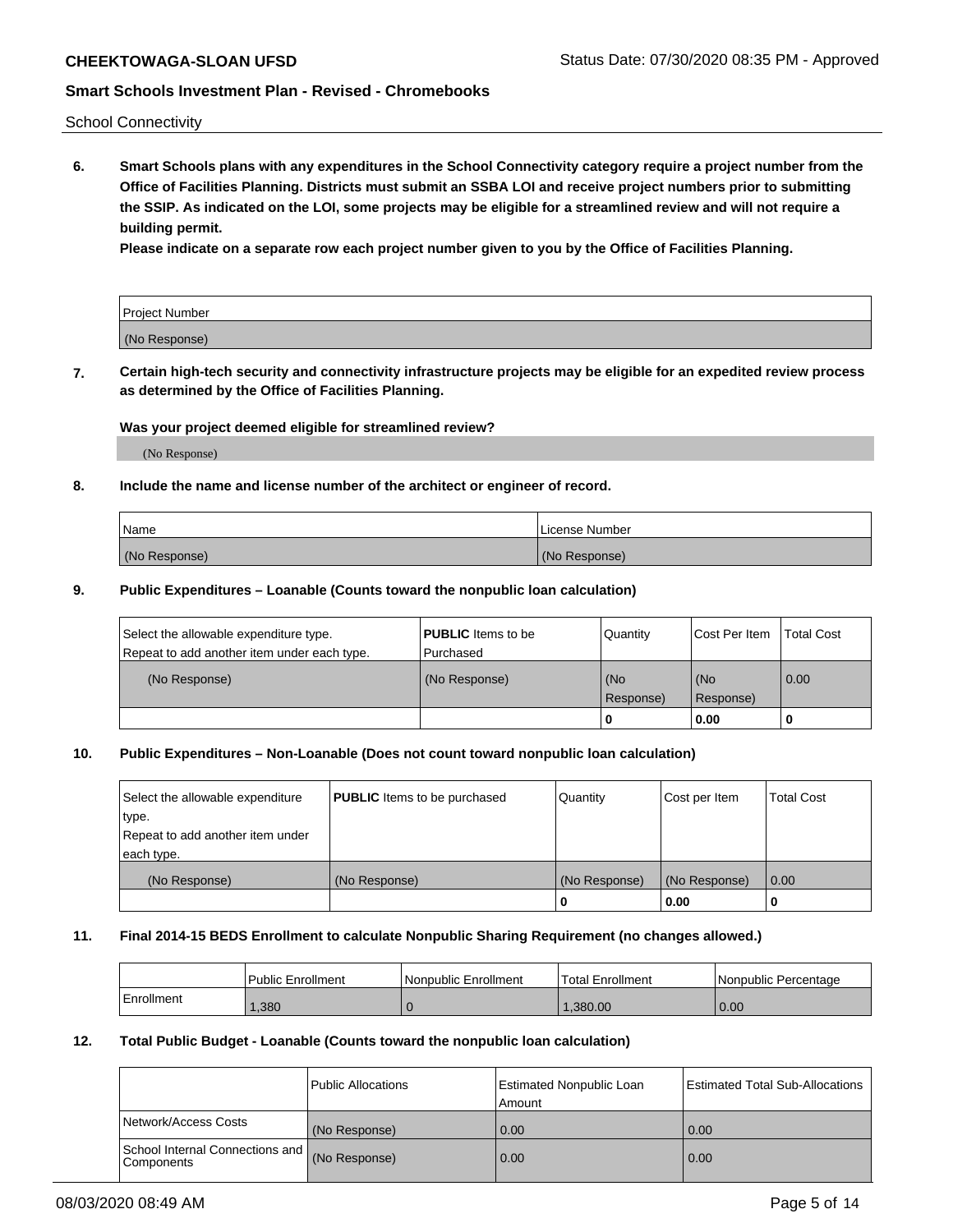School Connectivity

**6. Smart Schools plans with any expenditures in the School Connectivity category require a project number from the Office of Facilities Planning. Districts must submit an SSBA LOI and receive project numbers prior to submitting the SSIP. As indicated on the LOI, some projects may be eligible for a streamlined review and will not require a building permit.**

**Please indicate on a separate row each project number given to you by the Office of Facilities Planning.**

| Project Number |
| --- |
| (No Response) |

**7. Certain high-tech security and connectivity infrastructure projects may be eligible for an expedited review process as determined by the Office of Facilities Planning.**

**Was your project deemed eligible for streamlined review?**

(No Response)

**8. Include the name and license number of the architect or engineer of record.**

| Name | License Number |
| --- | --- |
| (No Response) | (No Response) |

**9. Public Expenditures – Loanable (Counts toward the nonpublic loan calculation)**

| Select the allowable expenditure type. Repeat to add another item under each type. | **PUBLIC** Items to be Purchased | Quantity | Cost Per Item | Total Cost |
| --- | --- | --- | --- | --- |
| (No Response) | (No Response) | (No Response) | (No Response) | 0.00 |
| | | 0 | 0.00 | 0 |

**10. Public Expenditures – Non-Loanable (Does not count toward nonpublic loan calculation)**

| Select the allowable expenditure type. Repeat to add another item under each type. | **PUBLIC** Items to be purchased | Quantity | Cost per Item | Total Cost |
| --- | --- | --- | --- | --- |
| (No Response) | (No Response) | (No Response) | (No Response) | 0.00 |
| | | 0 | 0.00 | 0 |

**11. Final 2014-15 BEDS Enrollment to calculate Nonpublic Sharing Requirement (no changes allowed.)**

| | Public Enrollment | Nonpublic Enrollment | Total Enrollment | Nonpublic Percentage |
| --- | --- | --- | --- | --- |
| Enrollment | 1,380 | 0 | 1,380.00 | 0.00 |

**12. Total Public Budget - Loanable (Counts toward the nonpublic loan calculation)**

| | Public Allocations | Estimated Nonpublic Loan Amount | Estimated Total Sub-Allocations |
| --- | --- | --- | --- |
| Network/Access Costs | (No Response) | 0.00 | 0.00 |
| School Internal Connections and Components | (No Response) | 0.00 | 0.00 |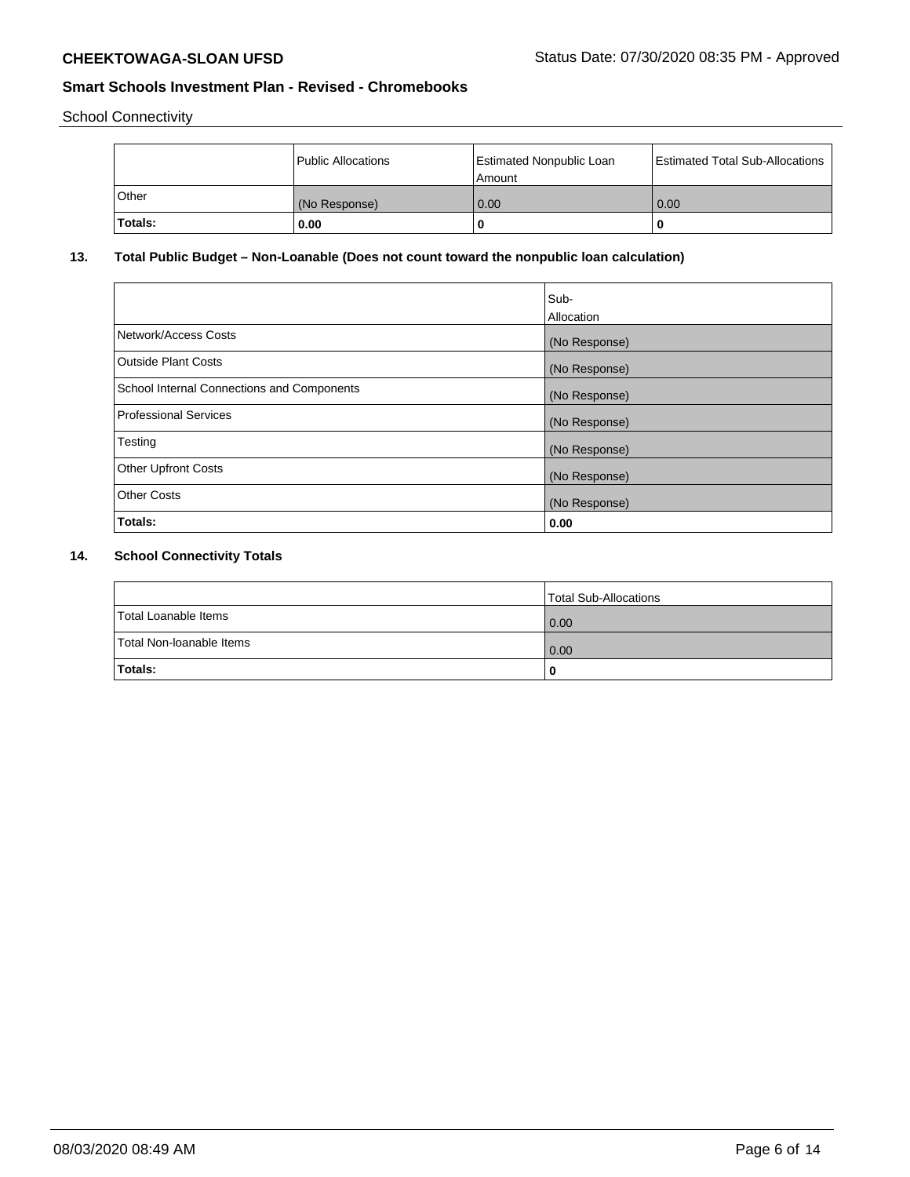School Connectivity

| | Public Allocations | Estimated Nonpublic Loan Amount | Estimated Total Sub-Allocations |
|---|---|---|---|
| Other | (No Response) | 0.00 | 0.00 |
| **Totals:** | **0.00** | **0** | **0** |

## 13. Total Public Budget – Non-Loanable (Does not count toward the nonpublic loan calculation)

| | Sub-Allocation |
|---|---|
| Network/Access Costs | (No Response) |
| Outside Plant Costs | (No Response) |
| School Internal Connections and Components | (No Response) |
| Professional Services | (No Response) |
| Testing | (No Response) |
| Other Upfront Costs | (No Response) |
| Other Costs | (No Response) |
| **Totals:** | **0.00** |

## 14. School Connectivity Totals

| | Total Sub-Allocations |
|---|---|
| Total Loanable Items | 0.00 |
| Total Non-loanable Items | 0.00 |
| **Totals:** | **0** |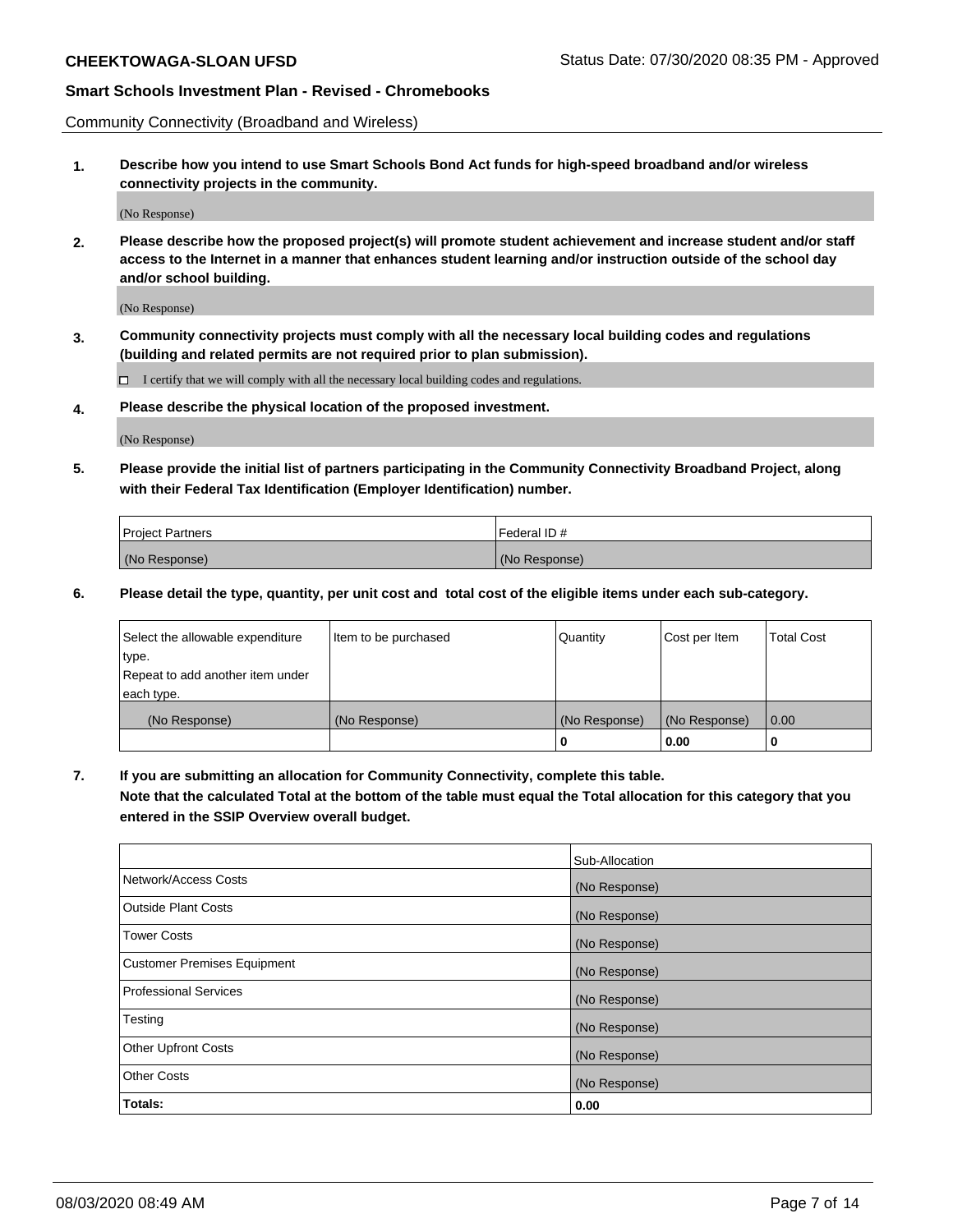Community Connectivity (Broadband and Wireless)

**1. Describe how you intend to use Smart Schools Bond Act funds for high-speed broadband and/or wireless connectivity projects in the community.**

(No Response)

**2. Please describe how the proposed project(s) will promote student achievement and increase student and/or staff access to the Internet in a manner that enhances student learning and/or instruction outside of the school day and/or school building.**

(No Response)

**3. Community connectivity projects must comply with all the necessary local building codes and regulations (building and related permits are not required prior to plan submission).**

☐ I certify that we will comply with all the necessary local building codes and regulations.

**4. Please describe the physical location of the proposed investment.**

(No Response)

**5. Please provide the initial list of partners participating in the Community Connectivity Broadband Project, along with their Federal Tax Identification (Employer Identification) number.**

| Project Partners | Federal ID # |
|---|---|
| (No Response) | (No Response) |

**6. Please detail the type, quantity, per unit cost and total cost of the eligible items under each sub-category.**

| Select the allowable expenditure type. Repeat to add another item under each type. | Item to be purchased | Quantity | Cost per Item | Total Cost |
|---|---|---|---|---|
| (No Response) | (No Response) | (No Response) | (No Response) | 0.00 |
| | | **0** | **0.00** | **0** |

**7. If you are submitting an allocation for Community Connectivity, complete this table. Note that the calculated Total at the bottom of the table must equal the Total allocation for this category that you entered in the SSIP Overview overall budget.**

| | Sub-Allocation |
|---|---|
| Network/Access Costs | (No Response) |
| Outside Plant Costs | (No Response) |
| Tower Costs | (No Response) |
| Customer Premises Equipment | (No Response) |
| Professional Services | (No Response) |
| Testing | (No Response) |
| Other Upfront Costs | (No Response) |
| Other Costs | (No Response) |
| **Totals:** | **0.00** |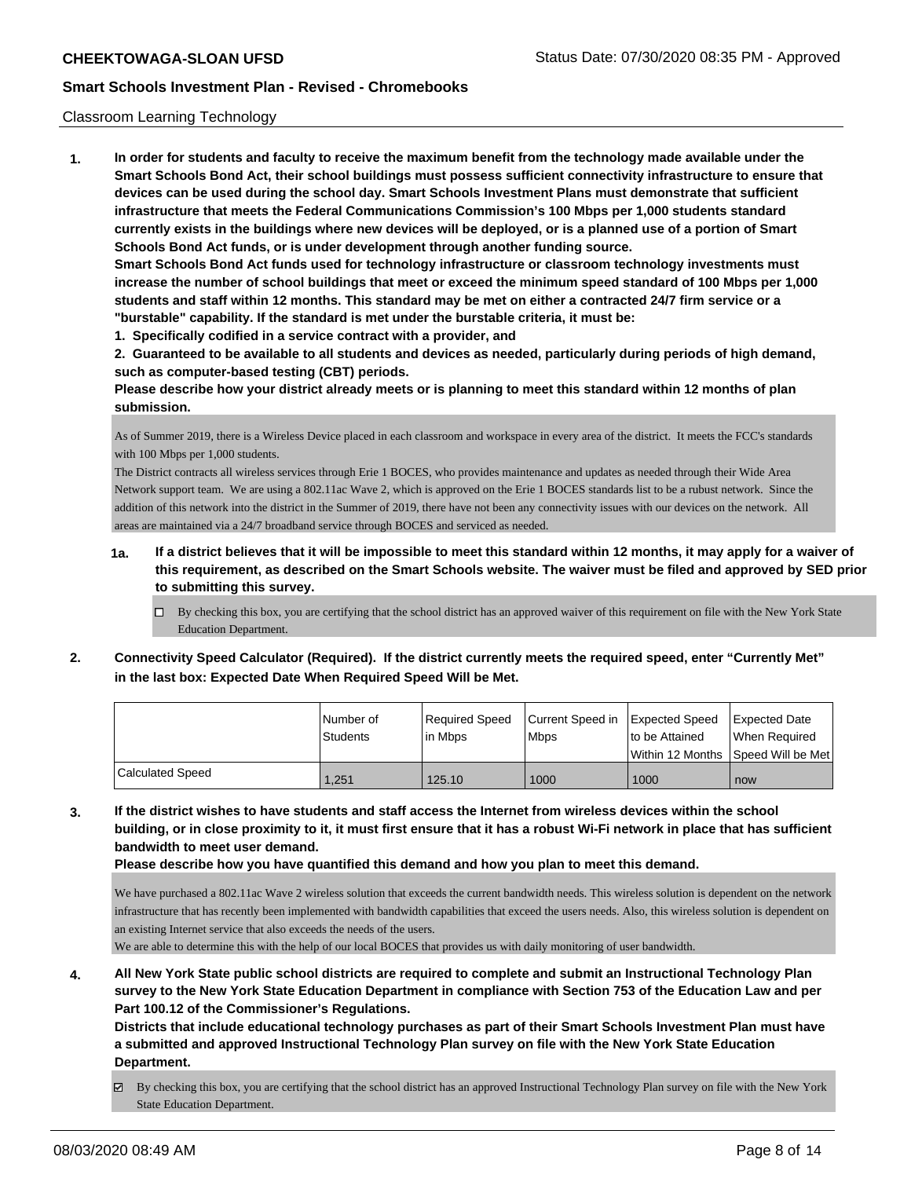Classroom Learning Technology

**1. In order for students and faculty to receive the maximum benefit from the technology made available under the Smart Schools Bond Act, their school buildings must possess sufficient connectivity infrastructure to ensure that devices can be used during the school day. Smart Schools Investment Plans must demonstrate that sufficient infrastructure that meets the Federal Communications Commission's 100 Mbps per 1,000 students standard currently exists in the buildings where new devices will be deployed, or is a planned use of a portion of Smart Schools Bond Act funds, or is under development through another funding source.**

**Smart Schools Bond Act funds used for technology infrastructure or classroom technology investments must increase the number of school buildings that meet or exceed the minimum speed standard of 100 Mbps per 1,000 students and staff within 12 months. This standard may be met on either a contracted 24/7 firm service or a "burstable" capability. If the standard is met under the burstable criteria, it must be:**

**1. Specifically codified in a service contract with a provider, and**

**2. Guaranteed to be available to all students and devices as needed, particularly during periods of high demand, such as computer-based testing (CBT) periods.**

**Please describe how your district already meets or is planning to meet this standard within 12 months of plan submission.**

As of Summer 2019, there is a Wireless Device placed in each classroom and workspace in every area of the district. It meets the FCC's standards with 100 Mbps per 1,000 students.
The District contracts all wireless services through Erie 1 BOCES, who provides maintenance and updates as needed through their Wide Area Network support team. We are using a 802.11ac Wave 2, which is approved on the Erie 1 BOCES standards list to be a rubust network. Since the addition of this network into the district in the Summer of 2019, there have not been any connectivity issues with our devices on the network. All areas are maintained via a 24/7 broadband service through BOCES and serviced as needed.

**1a. If a district believes that it will be impossible to meet this standard within 12 months, it may apply for a waiver of this requirement, as described on the Smart Schools website. The waiver must be filed and approved by SED prior to submitting this survey.**

- ☐ By checking this box, you are certifying that the school district has an approved waiver of this requirement on file with the New York State Education Department.

**2. Connectivity Speed Calculator (Required). If the district currently meets the required speed, enter "Currently Met" in the last box: Expected Date When Required Speed Will be Met.**

| | Number of Students | Required Speed in Mbps | Current Speed in Mbps | Expected Speed to be Attained Within 12 Months | Expected Date When Required Speed Will be Met |
|---|---|---|---|---|---|
| Calculated Speed | 1,251 | 125.10 | 1000 | 1000 | now |

**3. If the district wishes to have students and staff access the Internet from wireless devices within the school building, or in close proximity to it, it must first ensure that it has a robust Wi-Fi network in place that has sufficient bandwidth to meet user demand.**

**Please describe how you have quantified this demand and how you plan to meet this demand.**

We have purchased a 802.11ac Wave 2 wireless solution that exceeds the current bandwidth needs. This wireless solution is dependent on the network infrastructure that has recently been implemented with bandwidth capabilities that exceed the users needs. Also, this wireless solution is dependent on an existing Internet service that also exceeds the needs of the users.
We are able to determine this with the help of our local BOCES that provides us with daily monitoring of user bandwidth.

**4. All New York State public school districts are required to complete and submit an Instructional Technology Plan survey to the New York State Education Department in compliance with Section 753 of the Education Law and per Part 100.12 of the Commissioner's Regulations.**

**Districts that include educational technology purchases as part of their Smart Schools Investment Plan must have a submitted and approved Instructional Technology Plan survey on file with the New York State Education Department.**

- ☑ By checking this box, you are certifying that the school district has an approved Instructional Technology Plan survey on file with the New York State Education Department.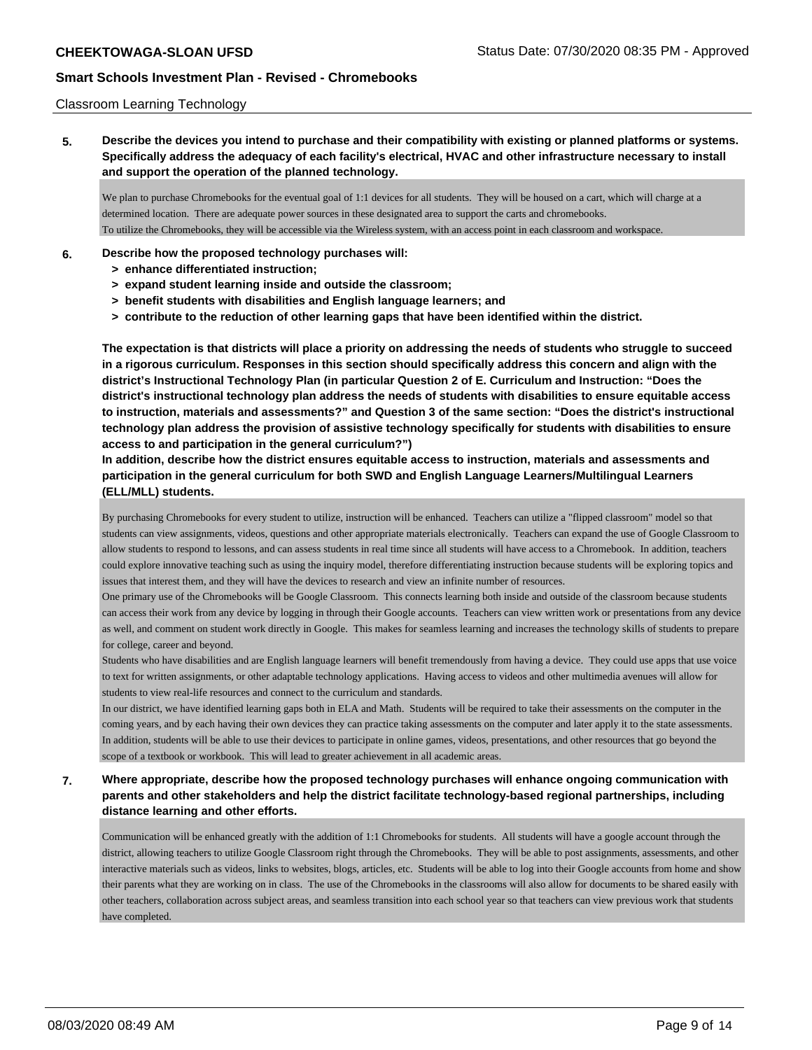Classroom Learning Technology

**5. Describe the devices you intend to purchase and their compatibility with existing or planned platforms or systems. Specifically address the adequacy of each facility's electrical, HVAC and other infrastructure necessary to install and support the operation of the planned technology.**

We plan to purchase Chromebooks for the eventual goal of 1:1 devices for all students. They will be housed on a cart, which will charge at a determined location. There are adequate power sources in these designated area to support the carts and chromebooks.
To utilize the Chromebooks, they will be accessible via the Wireless system, with an access point in each classroom and workspace.

**6. Describe how the proposed technology purchases will:**
- **> enhance differentiated instruction;**
- **> expand student learning inside and outside the classroom;**
- **> benefit students with disabilities and English language learners; and**
- **> contribute to the reduction of other learning gaps that have been identified within the district.**

**The expectation is that districts will place a priority on addressing the needs of students who struggle to succeed in a rigorous curriculum. Responses in this section should specifically address this concern and align with the district's Instructional Technology Plan (in particular Question 2 of E. Curriculum and Instruction: "Does the district's instructional technology plan address the needs of students with disabilities to ensure equitable access to instruction, materials and assessments?" and Question 3 of the same section: "Does the district's instructional technology plan address the provision of assistive technology specifically for students with disabilities to ensure access to and participation in the general curriculum?")**

**In addition, describe how the district ensures equitable access to instruction, materials and assessments and participation in the general curriculum for both SWD and English Language Learners/Multilingual Learners (ELL/MLL) students.**

By purchasing Chromebooks for every student to utilize, instruction will be enhanced. Teachers can utilize a "flipped classroom" model so that students can view assignments, videos, questions and other appropriate materials electronically. Teachers can expand the use of Google Classroom to allow students to respond to lessons, and can assess students in real time since all students will have access to a Chromebook. In addition, teachers could explore innovative teaching such as using the inquiry model, therefore differentiating instruction because students will be exploring topics and issues that interest them, and they will have the devices to research and view an infinite number of resources.
One primary use of the Chromebooks will be Google Classroom. This connects learning both inside and outside of the classroom because students can access their work from any device by logging in through their Google accounts. Teachers can view written work or presentations from any device as well, and comment on student work directly in Google. This makes for seamless learning and increases the technology skills of students to prepare for college, career and beyond.
Students who have disabilities and are English language learners will benefit tremendously from having a device. They could use apps that use voice to text for written assignments, or other adaptable technology applications. Having access to videos and other multimedia avenues will allow for students to view real-life resources and connect to the curriculum and standards.
In our district, we have identified learning gaps both in ELA and Math. Students will be required to take their assessments on the computer in the coming years, and by each having their own devices they can practice taking assessments on the computer and later apply it to the state assessments. In addition, students will be able to use their devices to participate in online games, videos, presentations, and other resources that go beyond the scope of a textbook or workbook. This will lead to greater achievement in all academic areas.

**7. Where appropriate, describe how the proposed technology purchases will enhance ongoing communication with parents and other stakeholders and help the district facilitate technology-based regional partnerships, including distance learning and other efforts.**

Communication will be enhanced greatly with the addition of 1:1 Chromebooks for students. All students will have a google account through the district, allowing teachers to utilize Google Classroom right through the Chromebooks. They will be able to post assignments, assessments, and other interactive materials such as videos, links to websites, blogs, articles, etc. Students will be able to log into their Google accounts from home and show their parents what they are working on in class. The use of the Chromebooks in the classrooms will also allow for documents to be shared easily with other teachers, collaboration across subject areas, and seamless transition into each school year so that teachers can view previous work that students have completed.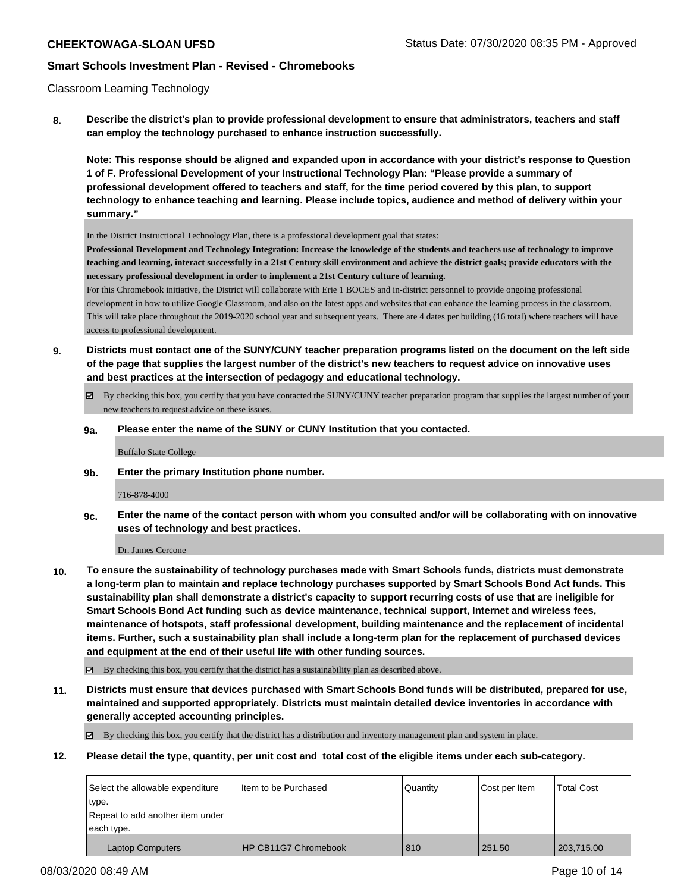Classroom Learning Technology

**8. Describe the district's plan to provide professional development to ensure that administrators, teachers and staff can employ the technology purchased to enhance instruction successfully.**

**Note: This response should be aligned and expanded upon in accordance with your district's response to Question 1 of F. Professional Development of your Instructional Technology Plan: "Please provide a summary of professional development offered to teachers and staff, for the time period covered by this plan, to support technology to enhance teaching and learning. Please include topics, audience and method of delivery within your summary."**

In the District Instructional Technology Plan, there is a professional development goal that states:

**Professional Development and Technology Integration: Increase the knowledge of the students and teachers use of technology to improve teaching and learning, interact successfully in a 21st Century skill environment and achieve the district goals; provide educators with the necessary professional development in order to implement a 21st Century culture of learning.**

For this Chromebook initiative, the District will collaborate with Erie 1 BOCES and in-district personnel to provide ongoing professional development in how to utilize Google Classroom, and also on the latest apps and websites that can enhance the learning process in the classroom. This will take place throughout the 2019-2020 school year and subsequent years. There are 4 dates per building (16 total) where teachers will have access to professional development.

**9. Districts must contact one of the SUNY/CUNY teacher preparation programs listed on the document on the left side of the page that supplies the largest number of the district's new teachers to request advice on innovative uses and best practices at the intersection of pedagogy and educational technology.**

☑ By checking this box, you certify that you have contacted the SUNY/CUNY teacher preparation program that supplies the largest number of your new teachers to request advice on these issues.

**9a. Please enter the name of the SUNY or CUNY Institution that you contacted.**

Buffalo State College

**9b. Enter the primary Institution phone number.**

716-878-4000

**9c. Enter the name of the contact person with whom you consulted and/or will be collaborating with on innovative uses of technology and best practices.**

Dr. James Cercone

**10. To ensure the sustainability of technology purchases made with Smart Schools funds, districts must demonstrate a long-term plan to maintain and replace technology purchases supported by Smart Schools Bond Act funds. This sustainability plan shall demonstrate a district's capacity to support recurring costs of use that are ineligible for Smart Schools Bond Act funding such as device maintenance, technical support, Internet and wireless fees, maintenance of hotspots, staff professional development, building maintenance and the replacement of incidental items. Further, such a sustainability plan shall include a long-term plan for the replacement of purchased devices and equipment at the end of their useful life with other funding sources.**

☑ By checking this box, you certify that the district has a sustainability plan as described above.

**11. Districts must ensure that devices purchased with Smart Schools Bond funds will be distributed, prepared for use, maintained and supported appropriately. Districts must maintain detailed device inventories in accordance with generally accepted accounting principles.**

☑ By checking this box, you certify that the district has a distribution and inventory management plan and system in place.

**12. Please detail the type, quantity, per unit cost and total cost of the eligible items under each sub-category.**

| Select the allowable expenditure type. Repeat to add another item under each type. | Item to be Purchased | Quantity | Cost per Item | Total Cost |
|---|---|---|---|---|
| Laptop Computers | HP CB11G7 Chromebook | 810 | 251.50 | 203,715.00 |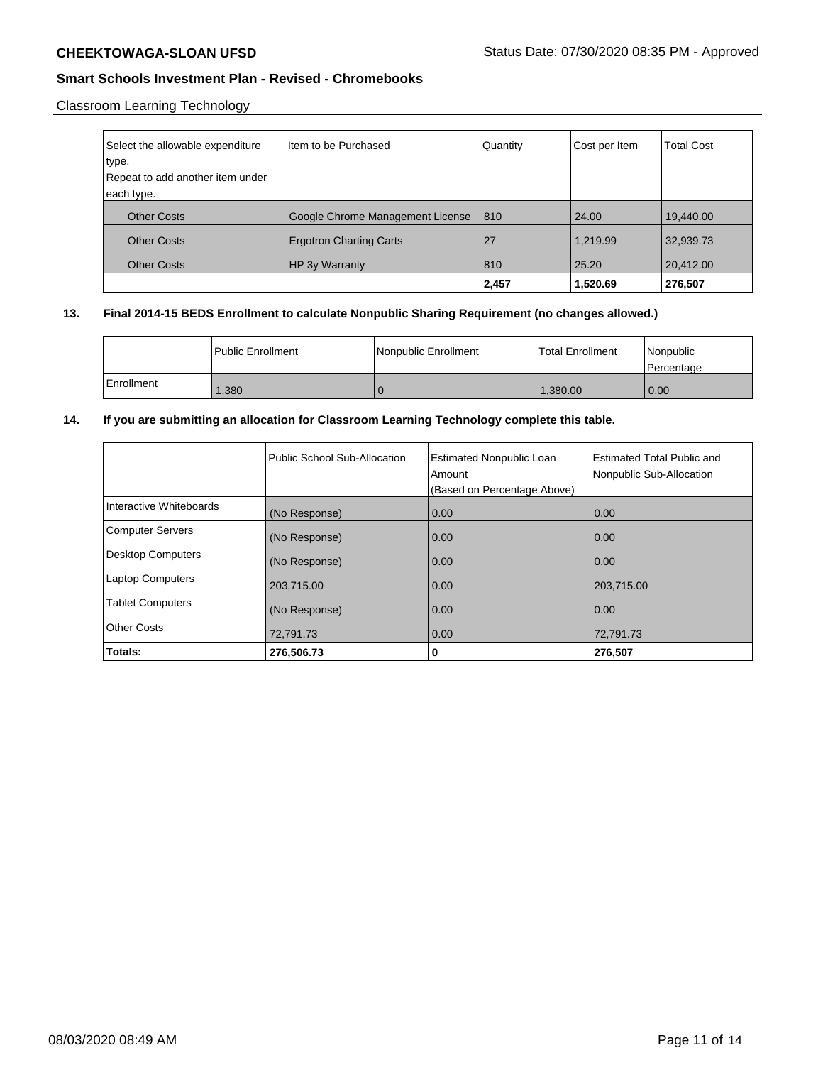Classroom Learning Technology

| Select the allowable expenditure type. Repeat to add another item under each type. | Item to be Purchased | Quantity | Cost per Item | Total Cost |
|---|---|---|---|---|
| Other Costs | Google Chrome Management License | 810 | 24.00 | 19,440.00 |
| Other Costs | Ergotron Charting Carts | 27 | 1,219.99 | 32,939.73 |
| Other Costs | HP 3y Warranty | 810 | 25.20 | 20,412.00 |
| | | **2,457** | **1,520.69** | **276,507** |

**13. Final 2014-15 BEDS Enrollment to calculate Nonpublic Sharing Requirement (no changes allowed.)**

| | Public Enrollment | Nonpublic Enrollment | Total Enrollment | Nonpublic Percentage |
|---|---|---|---|---|
| Enrollment | 1,380 | 0 | 1,380.00 | 0.00 |

**14. If you are submitting an allocation for Classroom Learning Technology complete this table.**

| | Public School Sub-Allocation | Estimated Nonpublic Loan Amount (Based on Percentage Above) | Estimated Total Public and Nonpublic Sub-Allocation |
|---|---|---|---|
| Interactive Whiteboards | (No Response) | 0.00 | 0.00 |
| Computer Servers | (No Response) | 0.00 | 0.00 |
| Desktop Computers | (No Response) | 0.00 | 0.00 |
| Laptop Computers | 203,715.00 | 0.00 | 203,715.00 |
| Tablet Computers | (No Response) | 0.00 | 0.00 |
| Other Costs | 72,791.73 | 0.00 | 72,791.73 |
| **Totals:** | **276,506.73** | **0** | **276,507** |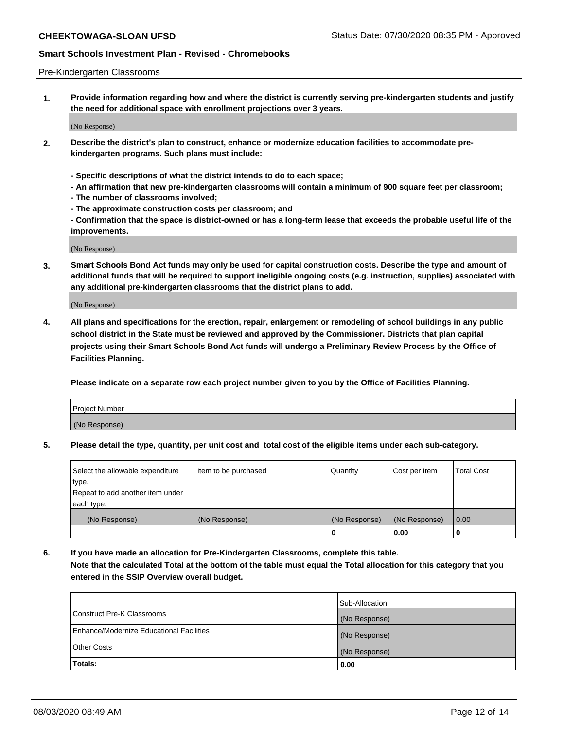Pre-Kindergarten Classrooms

**1. Provide information regarding how and where the district is currently serving pre-kindergarten students and justify the need for additional space with enrollment projections over 3 years.**

(No Response)

**2. Describe the district's plan to construct, enhance or modernize education facilities to accommodate pre-kindergarten programs. Such plans must include:**

**- Specific descriptions of what the district intends to do to each space;**
**- An affirmation that new pre-kindergarten classrooms will contain a minimum of 900 square feet per classroom;**
**- The number of classrooms involved;**
**- The approximate construction costs per classroom; and**
**- Confirmation that the space is district-owned or has a long-term lease that exceeds the probable useful life of the improvements.**

(No Response)

**3. Smart Schools Bond Act funds may only be used for capital construction costs. Describe the type and amount of additional funds that will be required to support ineligible ongoing costs (e.g. instruction, supplies) associated with any additional pre-kindergarten classrooms that the district plans to add.**

(No Response)

**4. All plans and specifications for the erection, repair, enlargement or remodeling of school buildings in any public school district in the State must be reviewed and approved by the Commissioner. Districts that plan capital projects using their Smart Schools Bond Act funds will undergo a Preliminary Review Process by the Office of Facilities Planning.**

**Please indicate on a separate row each project number given to you by the Office of Facilities Planning.**

| Project Number |
| --- |
| (No Response) |

**5. Please detail the type, quantity, per unit cost and total cost of the eligible items under each sub-category.**

| Select the allowable expenditure type. Repeat to add another item under each type. | Item to be purchased | Quantity | Cost per Item | Total Cost |
| --- | --- | --- | --- | --- |
| (No Response) | (No Response) | (No Response) | (No Response) | 0.00 |
| | | 0 | 0.00 | 0 |

**6. If you have made an allocation for Pre-Kindergarten Classrooms, complete this table. Note that the calculated Total at the bottom of the table must equal the Total allocation for this category that you entered in the SSIP Overview overall budget.**

| | Sub-Allocation |
| --- | --- |
| Construct Pre-K Classrooms | (No Response) |
| Enhance/Modernize Educational Facilities | (No Response) |
| Other Costs | (No Response) |
| **Totals:** | 0.00 |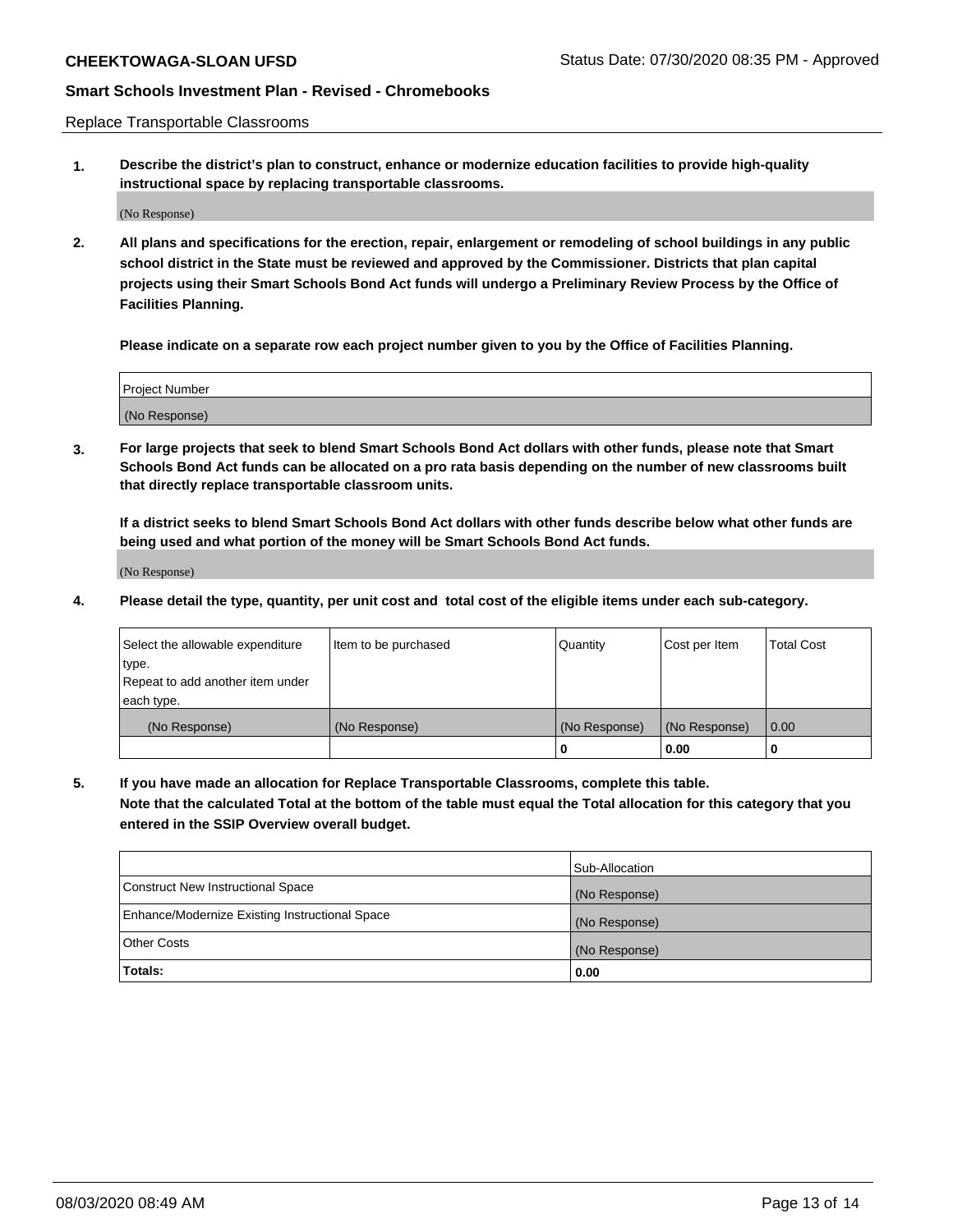Replace Transportable Classrooms

1. **Describe the district's plan to construct, enhance or modernize education facilities to provide high-quality instructional space by replacing transportable classrooms.**

(No Response)

2. **All plans and specifications for the erection, repair, enlargement or remodeling of school buildings in any public school district in the State must be reviewed and approved by the Commissioner. Districts that plan capital projects using their Smart Schools Bond Act funds will undergo a Preliminary Review Process by the Office of Facilities Planning.**

   **Please indicate on a separate row each project number given to you by the Office of Facilities Planning.**

| Project Number |
|---|
| (No Response) |

3. **For large projects that seek to blend Smart Schools Bond Act dollars with other funds, please note that Smart Schools Bond Act funds can be allocated on a pro rata basis depending on the number of new classrooms built that directly replace transportable classroom units.**

   **If a district seeks to blend Smart Schools Bond Act dollars with other funds describe below what other funds are being used and what portion of the money will be Smart Schools Bond Act funds.**

(No Response)

4. **Please detail the type, quantity, per unit cost and total cost of the eligible items under each sub-category.**

| Select the allowable expenditure type. Repeat to add another item under each type. | Item to be purchased | Quantity | Cost per Item | Total Cost |
|---|---|---|---|---|
| (No Response) | (No Response) | (No Response) | (No Response) | 0.00 |
| | | **0** | **0.00** | **0** |

5. **If you have made an allocation for Replace Transportable Classrooms, complete this table. Note that the calculated Total at the bottom of the table must equal the Total allocation for this category that you entered in the SSIP Overview overall budget.**

| | Sub-Allocation |
|---|---|
| Construct New Instructional Space | (No Response) |
| Enhance/Modernize Existing Instructional Space | (No Response) |
| Other Costs | (No Response) |
| **Totals:** | **0.00** |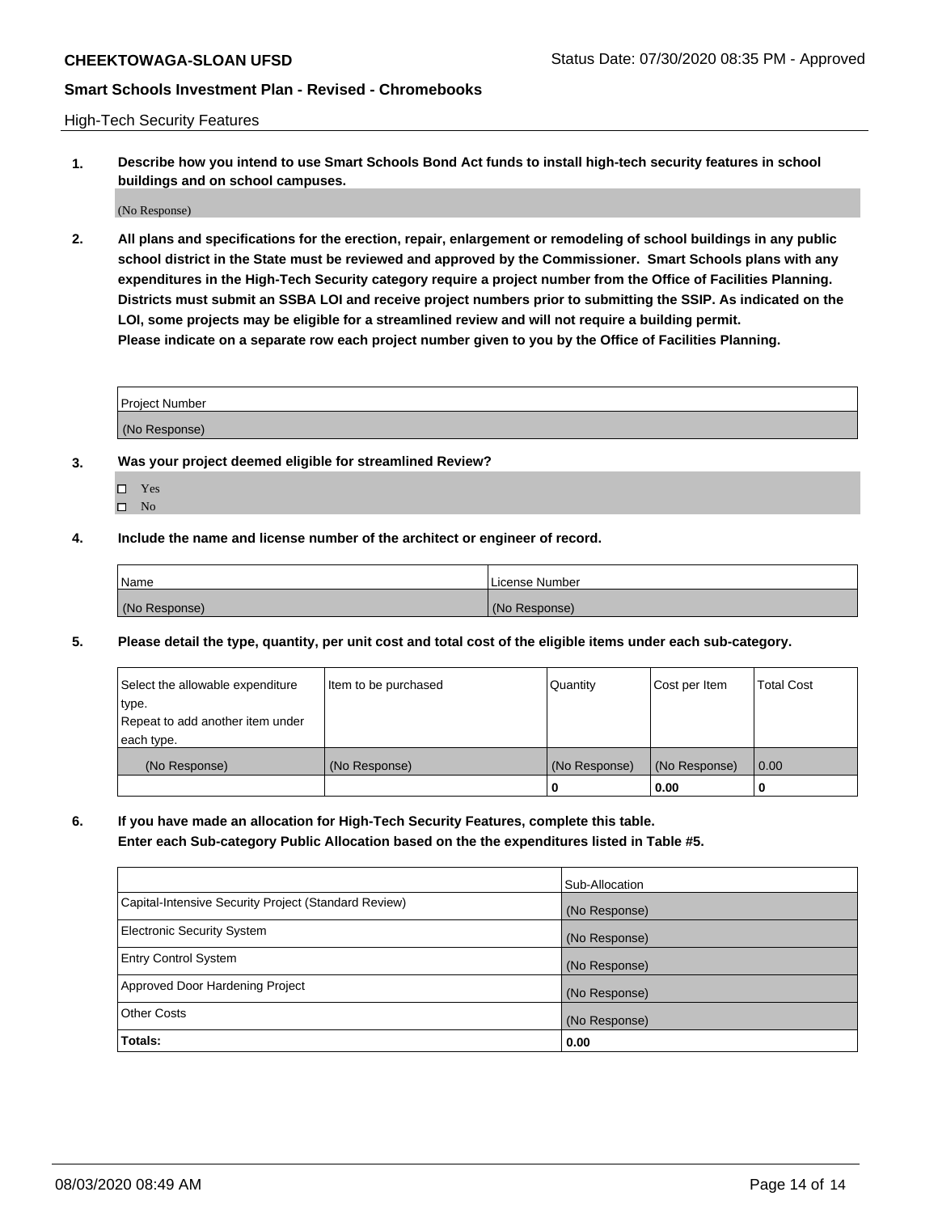High-Tech Security Features

**1. Describe how you intend to use Smart Schools Bond Act funds to install high-tech security features in school buildings and on school campuses.**

(No Response)

**2. All plans and specifications for the erection, repair, enlargement or remodeling of school buildings in any public school district in the State must be reviewed and approved by the Commissioner. Smart Schools plans with any expenditures in the High-Tech Security category require a project number from the Office of Facilities Planning. Districts must submit an SSBA LOI and receive project numbers prior to submitting the SSIP. As indicated on the LOI, some projects may be eligible for a streamlined review and will not require a building permit. Please indicate on a separate row each project number given to you by the Office of Facilities Planning.**

| Project Number |
|---|
| (No Response) |

**3. Was your project deemed eligible for streamlined Review?**

- ☐ Yes
- ☐ No

**4. Include the name and license number of the architect or engineer of record.**

| Name | License Number |
|---|---|
| (No Response) | (No Response) |

**5. Please detail the type, quantity, per unit cost and total cost of the eligible items under each sub-category.**

| Select the allowable expenditure type. Repeat to add another item under each type. | Item to be purchased | Quantity | Cost per Item | Total Cost |
|---|---|---|---|---|
| (No Response) | (No Response) | (No Response) | (No Response) | 0.00 |
| | | 0 | 0.00 | 0 |

**6. If you have made an allocation for High-Tech Security Features, complete this table. Enter each Sub-category Public Allocation based on the the expenditures listed in Table #5.**

| | Sub-Allocation |
|---|---|
| Capital-Intensive Security Project (Standard Review) | (No Response) |
| Electronic Security System | (No Response) |
| Entry Control System | (No Response) |
| Approved Door Hardening Project | (No Response) |
| Other Costs | (No Response) |
| **Totals:** | **0.00** |